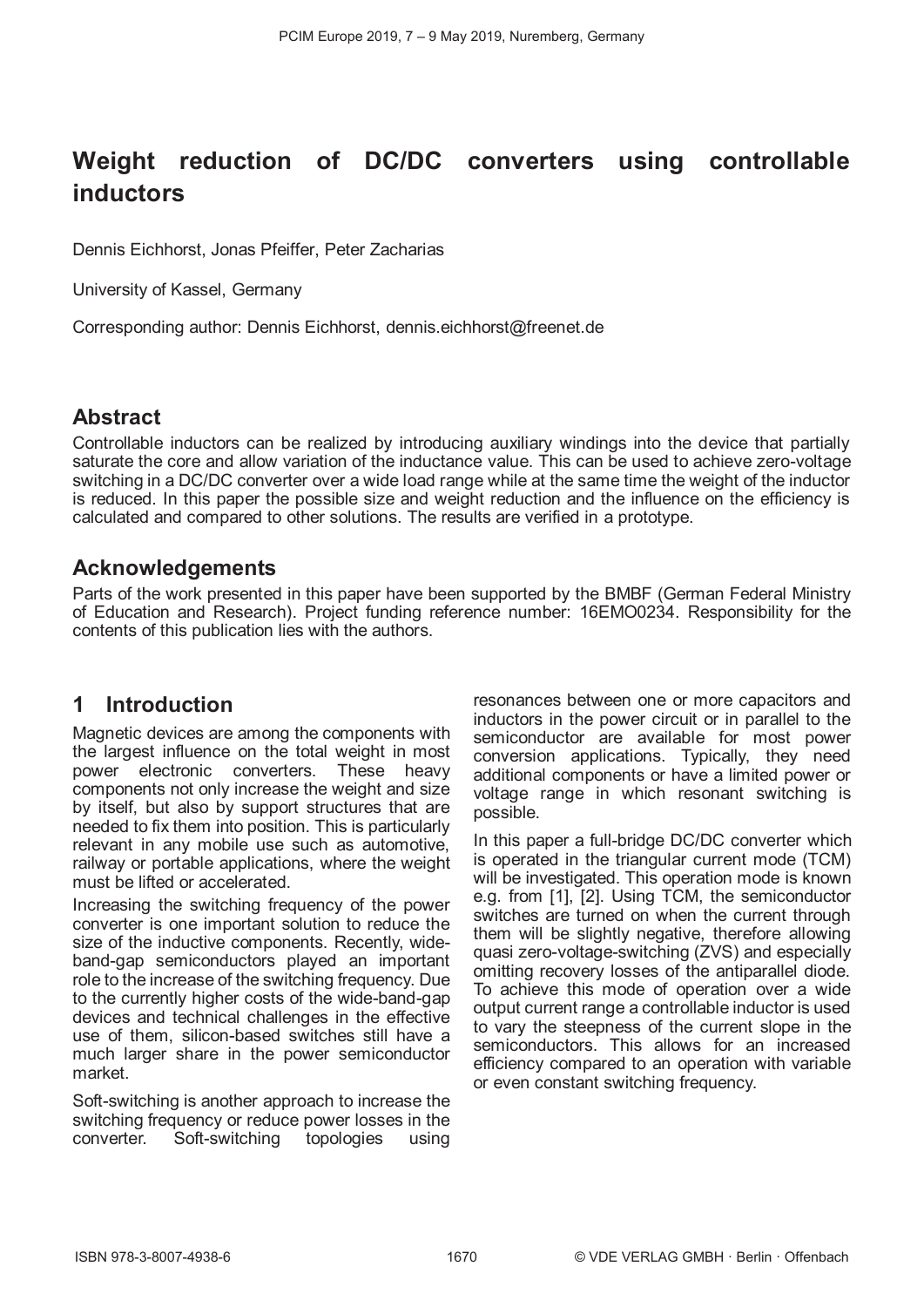# Weight reduction of DC/DC converters using controllable inductors

Dennis Eichhorst, Jonas Pfeiffer, Peter Zacharias

University of Kassel, Germany

Corresponding author: Dennis Eichhorst, dennis.eichhorst@freenet.de

## Abstract

Controllable inductors can be realized by introducing auxiliary windings into the device that partially saturate the core and allow variation of the inductance value. This can be used to achieve zero-voltage switching in a DC/DC converter over a wide load range while at the same time the weight of the inductor is reduced. In this paper the possible size and weight reduction and the influence on the efficiency is calculated and compared to other solutions. The results are verified in a prototype.

## Acknowledgements

Parts of the work presented in this paper have been supported by the BMBF (German Federal Ministry of Education and Research). Project funding reference number: 16EMO0234. Responsibility for the contents of this publication lies with the authors.

## 1 Introduction

Magnetic devices are among the components with the largest influence on the total weight in most power electronic converters. These heavy components not only increase the weight and size by itself, but also by support structures that are needed to fix them into position. This is particularly relevant in any mobile use such as automotive, railway or portable applications, where the weight must be lifted or accelerated.

Increasing the switching frequency of the power converter is one important solution to reduce the size of the inductive components. Recently, wide-band-gap semiconductors played an important role to the increase of the switching frequency. Due to the currently higher costs of the wide-band-gap devices and technical challenges in the effective use of them, silicon-based switches still have a much larger share in the power semiconductor market.

Soft-switching is another approach to increase the switching frequency or reduce power losses in the converter. Soft-switching topologies using resonances between one or more capacitors and inductors in the power circuit or in parallel to the semiconductor are available for most power conversion applications. Typically, they need additional components or have a limited power or voltage range in which resonant switching is possible.

In this paper a full-bridge DC/DC converter which is operated in the triangular current mode (TCM) will be investigated. This operation mode is known e.g. from [1], [2]. Using TCM, the semiconductor switches are turned on when the current through them will be slightly negative, therefore allowing quasi zero-voltage-switching (ZVS) and especially omitting recovery losses of the antiparallel diode. To achieve this mode of operation over a wide output current range a controllable inductor is used to vary the steepness of the current slope in the semiconductors. This allows for an increased efficiency compared to an operation with variable or even constant switching frequency.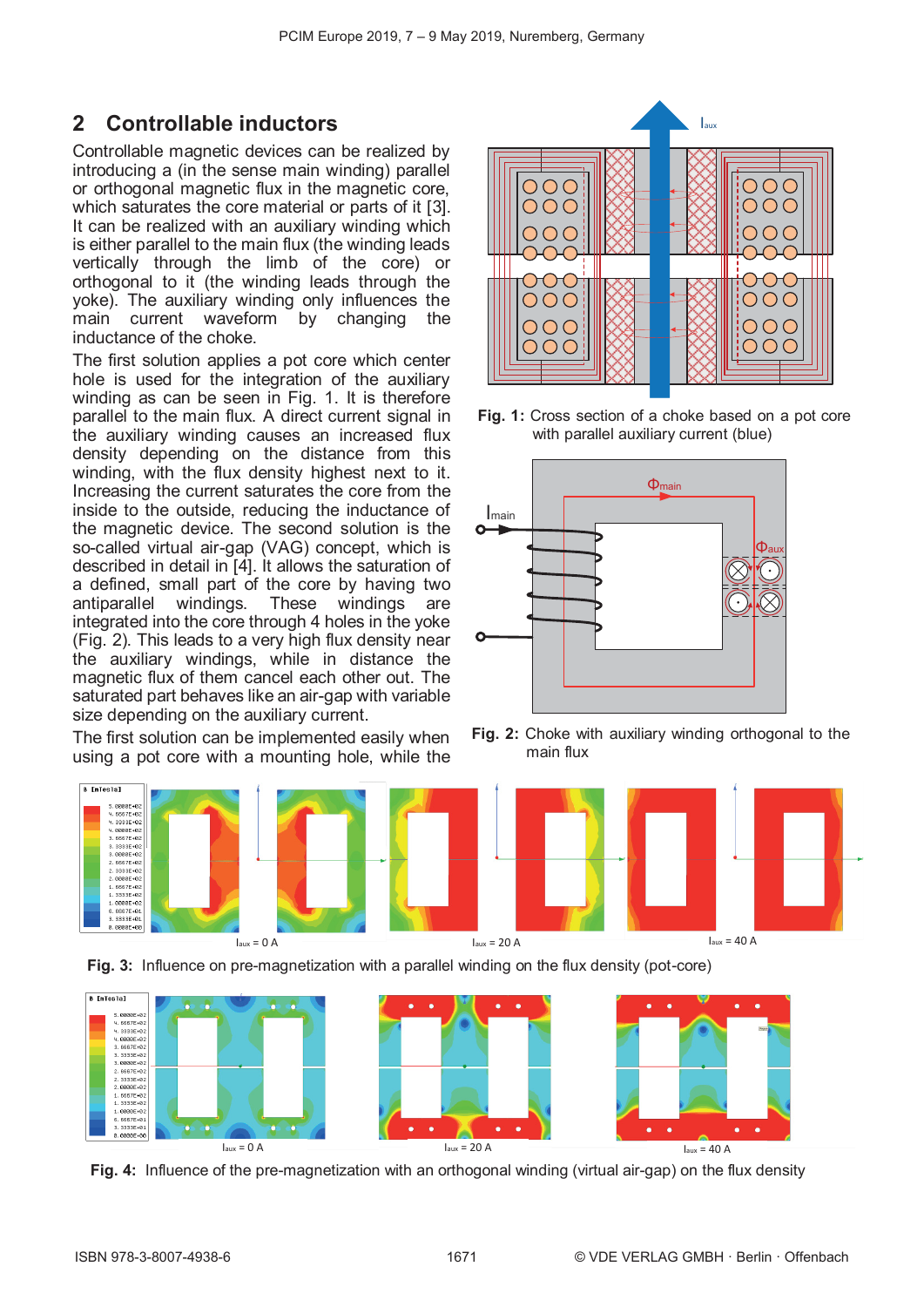## 2 Controllable inductors

Controllable magnetic devices can be realized by introducing a (in the sense main winding) parallel or orthogonal magnetic flux in the magnetic core, which saturates the core material or parts of it [3]. It can be realized with an auxiliary winding which is either parallel to the main flux (the winding leads vertically through the limb of the core) or orthogonal to it (the winding leads through the yoke). The auxiliary winding only influences the main current waveform by changing the inductance of the choke.

The first solution applies a pot core which center hole is used for the integration of the auxiliary winding as can be seen in Fig. 1. It is therefore parallel to the main flux. A direct current signal in the auxiliary winding causes an increased flux density depending on the distance from this winding, with the flux density highest next to it. Increasing the current saturates the core from the inside to the outside, reducing the inductance of the magnetic device. The second solution is the so-called virtual air-gap (VAG) concept, which is described in detail in [4]. It allows the saturation of a defined, small part of the core by having two antiparallel windings. These windings are integrated into the core through 4 holes in the yoke (Fig. 2). This leads to a very high flux density near the auxiliary windings, while in distance the magnetic flux of them cancel each other out. The saturated part behaves like an air-gap with variable size depending on the auxiliary current.

The first solution can be implemented easily when using a pot core with a mounting hole, while the

**Fig. 1:** Cross section of a choke based on a pot core with parallel auxiliary current (blue)

**Fig. 2:** Choke with auxiliary winding orthogonal to the main flux

$I_{aux}$ = 0 A  $I_{aux}$ = 20 A  $I_{aux}$ = 40 A

**Fig. 3:** Influence on pre-magnetization with a parallel winding on the flux density (pot-core)

$I_{aux}$ = 0 A  $I_{aux}$ = 20 A  $I_{aux}$ = 40 A

**Fig. 4:** Influence of the pre-magnetization with an orthogonal winding (virtual air-gap) on the flux density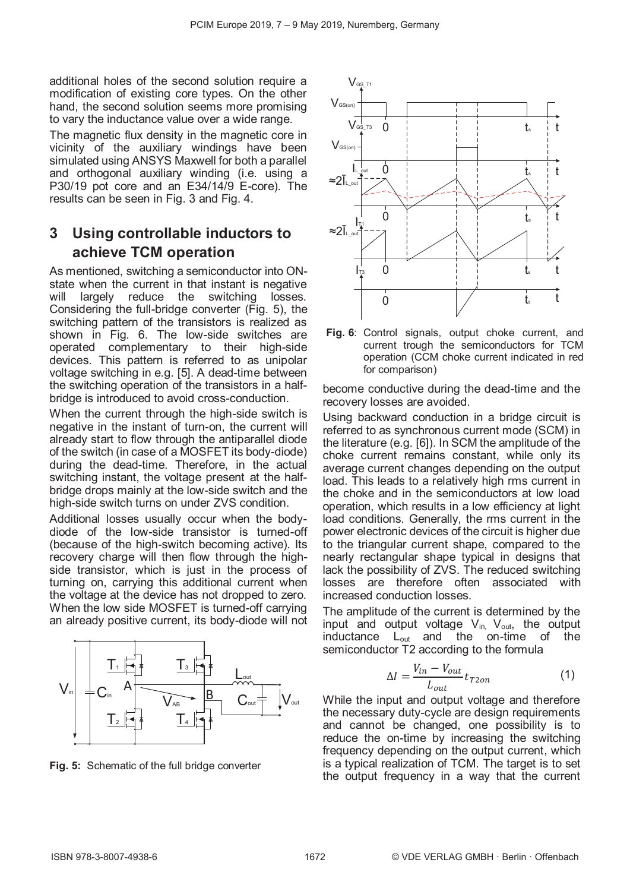additional holes of the second solution require a modification of existing core types. On the other hand, the second solution seems more promising to vary the inductance value over a wide range.

The magnetic flux density in the magnetic core in vicinity of the auxiliary windings have been simulated using ANSYS Maxwell for both a parallel and orthogonal auxiliary winding (i.e. using a P30/19 pot core and an E34/14/9 E-core). The results can be seen in Fig. 3 and Fig. 4.

## 3 Using controllable inductors to achieve TCM operation

As mentioned, switching a semiconductor into ON-state when the current in that instant is negative will largely reduce the switching losses. Considering the full-bridge converter (Fig. 5), the switching pattern of the transistors is realized as shown in Fig. 6. The low-side switches are operated complementary to their high-side devices. This pattern is referred to as unipolar voltage switching in e.g. [5]. A dead-time between the switching operation of the transistors in a half-bridge is introduced to avoid cross-conduction.

When the current through the high-side switch is negative in the instant of turn-on, the current will already start to flow through the antiparallel diode of the switch (in case of a MOSFET its body-diode) during the dead-time. Therefore, in the actual switching instant, the voltage present at the half-bridge drops mainly at the low-side switch and the high-side switch turns on under ZVS condition.

Additional losses usually occur when the body-diode of the low-side transistor is turned-off (because of the high-switch becoming active). Its recovery charge will then flow through the high-side transistor, which is just in the process of turning on, carrying this additional current when the voltage at the device has not dropped to zero. When the low side MOSFET is turned-off carrying an already positive current, its body-diode will not become conductive during the dead-time and the recovery losses are avoided.

**Fig. 5:** Schematic of the full bridge converter

**Fig. 6**: Control signals, output choke current, and current trough the semiconductors for TCM operation (CCM choke current indicated in red for comparison)

Using backward conduction in a bridge circuit is referred to as synchronous current mode (SCM) in the literature (e.g. [6]). In SCM the amplitude of the choke current remains constant, while only its average current changes depending on the output load. This leads to a relatively high rms current in the choke and in the semiconductors at low load operation, which results in a low efficiency at light load conditions. Generally, the rms current in the power electronic devices of the circuit is higher due to the triangular current shape, compared to the nearly rectangular shape typical in designs that lack the possibility of ZVS. The reduced switching losses are therefore often associated with increased conduction losses.

The amplitude of the current is determined by the input and output voltage $V_{in}$, $V_{out}$, the output inductance $L_{out}$ and the on-time of the semiconductor T2 according to the formula

$$\Delta I = \frac{V_{in} - V_{out}}{L_{out}} t_{T2on} \tag{1}$$

While the input and output voltage and therefore the necessary duty-cycle are design requirements and cannot be changed, one possibility is to reduce the on-time by increasing the switching frequency depending on the output current, which is a typical realization of TCM. The target is to set the output frequency in a way that the current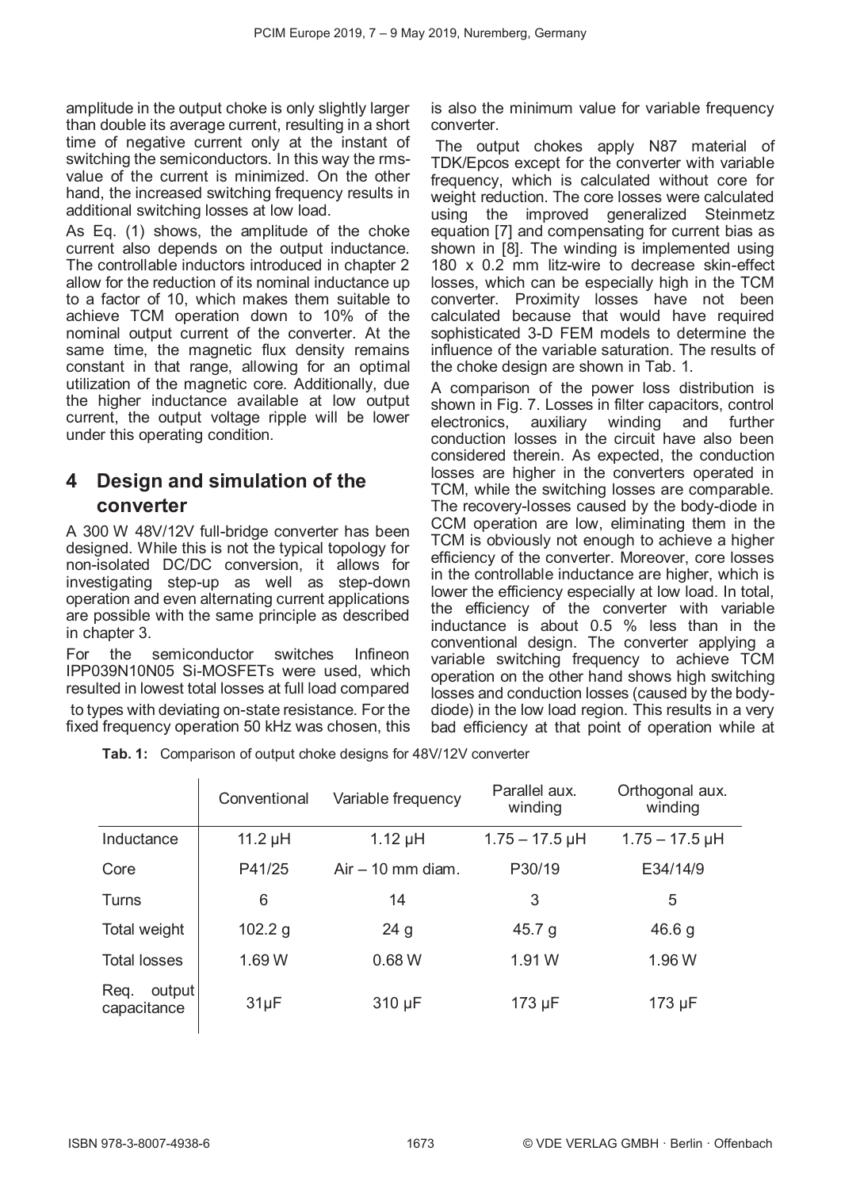amplitude in the output choke is only slightly larger than double its average current, resulting in a short time of negative current only at the instant of switching the semiconductors. In this way the rms-value of the current is minimized. On the other hand, the increased switching frequency results in additional switching losses at low load.

As Eq. (1) shows, the amplitude of the choke current also depends on the output inductance. The controllable inductors introduced in chapter 2 allow for the reduction of its nominal inductance up to a factor of 10, which makes them suitable to achieve TCM operation down to 10% of the nominal output current of the converter. At the same time, the magnetic flux density remains constant in that range, allowing for an optimal utilization of the magnetic core. Additionally, due the higher inductance available at low output current, the output voltage ripple will be lower under this operating condition.

## 4 Design and simulation of the converter

A 300 W 48V/12V full-bridge converter has been designed. While this is not the typical topology for non-isolated DC/DC conversion, it allows for investigating step-up as well as step-down operation and even alternating current applications are possible with the same principle as described in chapter 3.

For the semiconductor switches Infineon IPP039N10N05 Si-MOSFETs were used, which resulted in lowest total losses at full load compared to types with deviating on-state resistance. For the fixed frequency operation 50 kHz was chosen, this is also the minimum value for variable frequency converter.

The output chokes apply N87 material of TDK/Epcos except for the converter with variable frequency, which is calculated without core for weight reduction. The core losses were calculated using the improved generalized Steinmetz equation [7] and compensating for current bias as shown in [8]. The winding is implemented using 180 x 0.2 mm litz-wire to decrease skin-effect losses, which can be especially high in the TCM converter. Proximity losses have not been calculated because that would have required sophisticated 3-D FEM models to determine the influence of the variable saturation. The results of the choke design are shown in Tab. 1.

A comparison of the power loss distribution is shown in Fig. 7. Losses in filter capacitors, control electronics, auxiliary winding and further conduction losses in the circuit have also been considered therein. As expected, the conduction losses are higher in the converters operated in TCM, while the switching losses are comparable. The recovery-losses caused by the body-diode in CCM operation are low, eliminating them in the TCM is obviously not enough to achieve a higher efficiency of the converter. Moreover, core losses in the controllable inductance are higher, which is lower the efficiency especially at low load. In total, the efficiency of the converter with variable inductance is about 0.5 % less than in the conventional design. The converter applying a variable switching frequency to achieve TCM operation on the other hand shows high switching losses and conduction losses (caused by the body-diode) in the low load region. This results in a very bad efficiency at that point of operation while at

**Tab. 1:** Comparison of output choke designs for 48V/12V converter

| | Conventional | Variable frequency | Parallel aux. winding | Orthogonal aux. winding |
|---|---|---|---|---|
| Inductance | 11.2 µH | 1.12 µH | 1.75 – 17.5 µH | 1.75 – 17.5 µH |
| Core | P41/25 | Air – 10 mm diam. | P30/19 | E34/14/9 |
| Turns | 6 | 14 | 3 | 5 |
| Total weight | 102.2 g | 24 g | 45.7 g | 46.6 g |
| Total losses | 1.69 W | 0.68 W | 1.91 W | 1.96 W |
| Req. output capacitance | 31µF | 310 µF | 173 µF | 173 µF |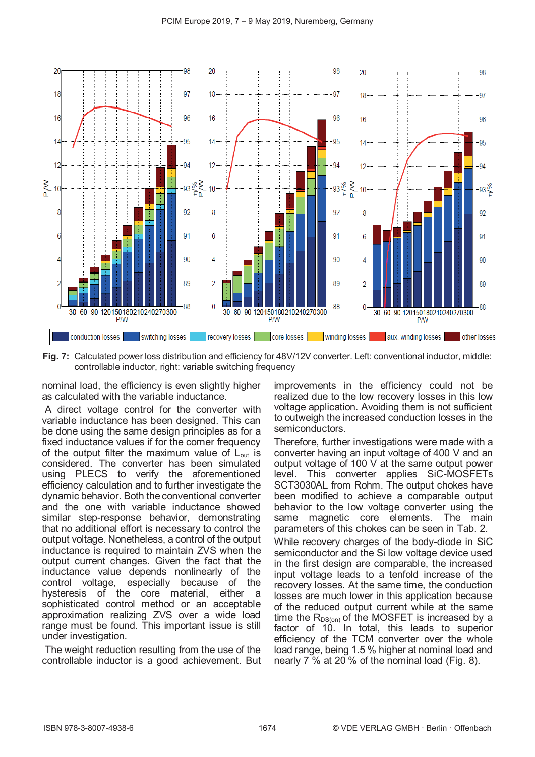**Fig. 7:** Calculated power loss distribution and efficiency for 48V/12V converter. Left: conventional inductor, middle: controllable inductor, right: variable switching frequency

nominal load, the efficiency is even slightly higher as calculated with the variable inductance.

A direct voltage control for the converter with variable inductance has been designed. This can be done using the same design principles as for a fixed inductance values if for the corner frequency of the output filter the maximum value of $L_{out}$ is considered. The converter has been simulated using PLECS to verify the aforementioned efficiency calculation and to further investigate the dynamic behavior. Both the conventional converter and the one with variable inductance showed similar step-response behavior, demonstrating that no additional effort is necessary to control the output voltage. Nonetheless, a control of the output inductance is required to maintain ZVS when the output current changes. Given the fact that the inductance value depends nonlinearly of the control voltage, especially because of the hysteresis of the core material, either a sophisticated control method or an acceptable approximation realizing ZVS over a wide load range must be found. This important issue is still under investigation.

The weight reduction resulting from the use of the controllable inductor is a good achievement. But improvements in the efficiency could not be realized due to the low recovery losses in this low voltage application. Avoiding them is not sufficient to outweigh the increased conduction losses in the semiconductors.

Therefore, further investigations were made with a converter having an input voltage of 400 V and an output voltage of 100 V at the same output power level. This converter applies SiC-MOSFETs SCT3030AL from Rohm. The output chokes have been modified to achieve a comparable output behavior to the low voltage converter using the same magnetic core elements. The main parameters of this chokes can be seen in Tab. 2.

While recovery charges of the body-diode in SiC semiconductor and the Si low voltage device used in the first design are comparable, the increased input voltage leads to a tenfold increase of the recovery losses. At the same time, the conduction losses are much lower in this application because of the reduced output current while at the same time the $R_{DS(on)}$ of the MOSFET is increased by a factor of 10. In total, this leads to superior efficiency of the TCM converter over the whole load range, being 1.5 % higher at nominal load and nearly 7 % at 20 % of the nominal load (Fig. 8).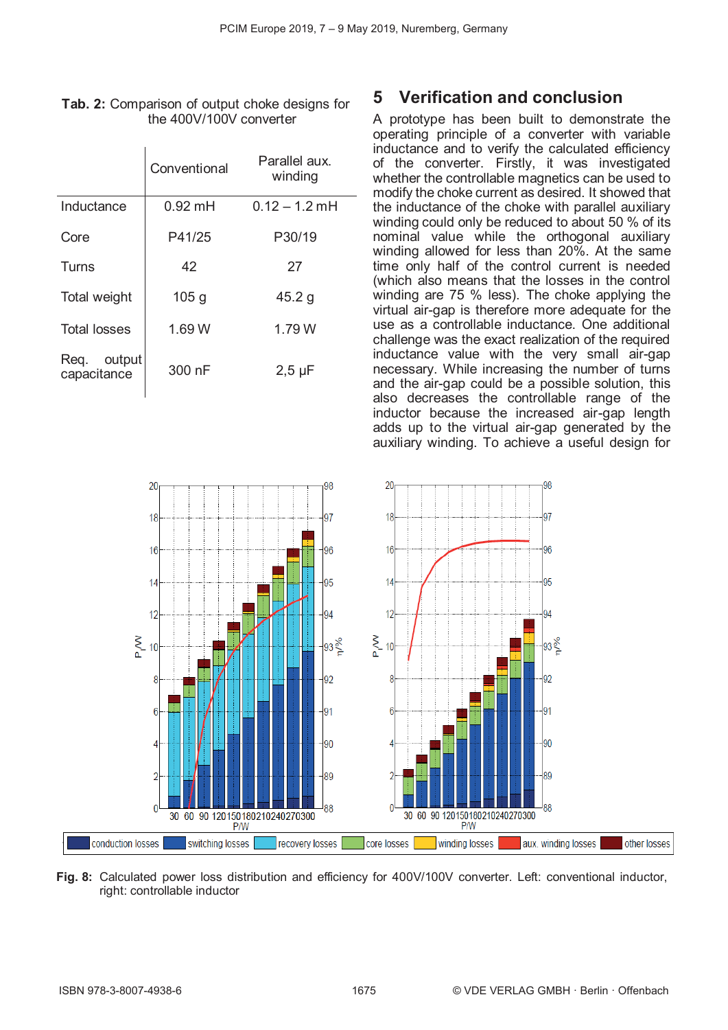**Tab. 2:** Comparison of output choke designs for the 400V/100V converter

| | Conventional | Parallel aux. winding |
|---|---|---|
| Inductance | 0.92 mH | 0.12 – 1.2 mH |
| Core | P41/25 | P30/19 |
| Turns | 42 | 27 |
| Total weight | 105 g | 45.2 g |
| Total losses | 1.69 W | 1.79 W |
| Req. output capacitance | 300 nF | 2,5 µF |

## 5 Verification and conclusion

A prototype has been built to demonstrate the operating principle of a converter with variable inductance and to verify the calculated efficiency of the converter. Firstly, it was investigated whether the controllable magnetics can be used to modify the choke current as desired. It showed that the inductance of the choke with parallel auxiliary winding could only be reduced to about 50 % of its nominal value while the orthogonal auxiliary winding allowed for less than 20%. At the same time only half of the control current is needed (which also means that the losses in the control winding are 75 % less). The choke applying the virtual air-gap is therefore more adequate for the use as a controllable inductance. One additional challenge was the exact realization of the required inductance value with the very small air-gap necessary. While increasing the number of turns and the air-gap could be a possible solution, this also decreases the controllable range of the inductor because the increased air-gap length adds up to the virtual air-gap generated by the auxiliary winding. To achieve a useful design for

**Fig. 8:** Calculated power loss distribution and efficiency for 400V/100V converter. Left: conventional inductor, right: controllable inductor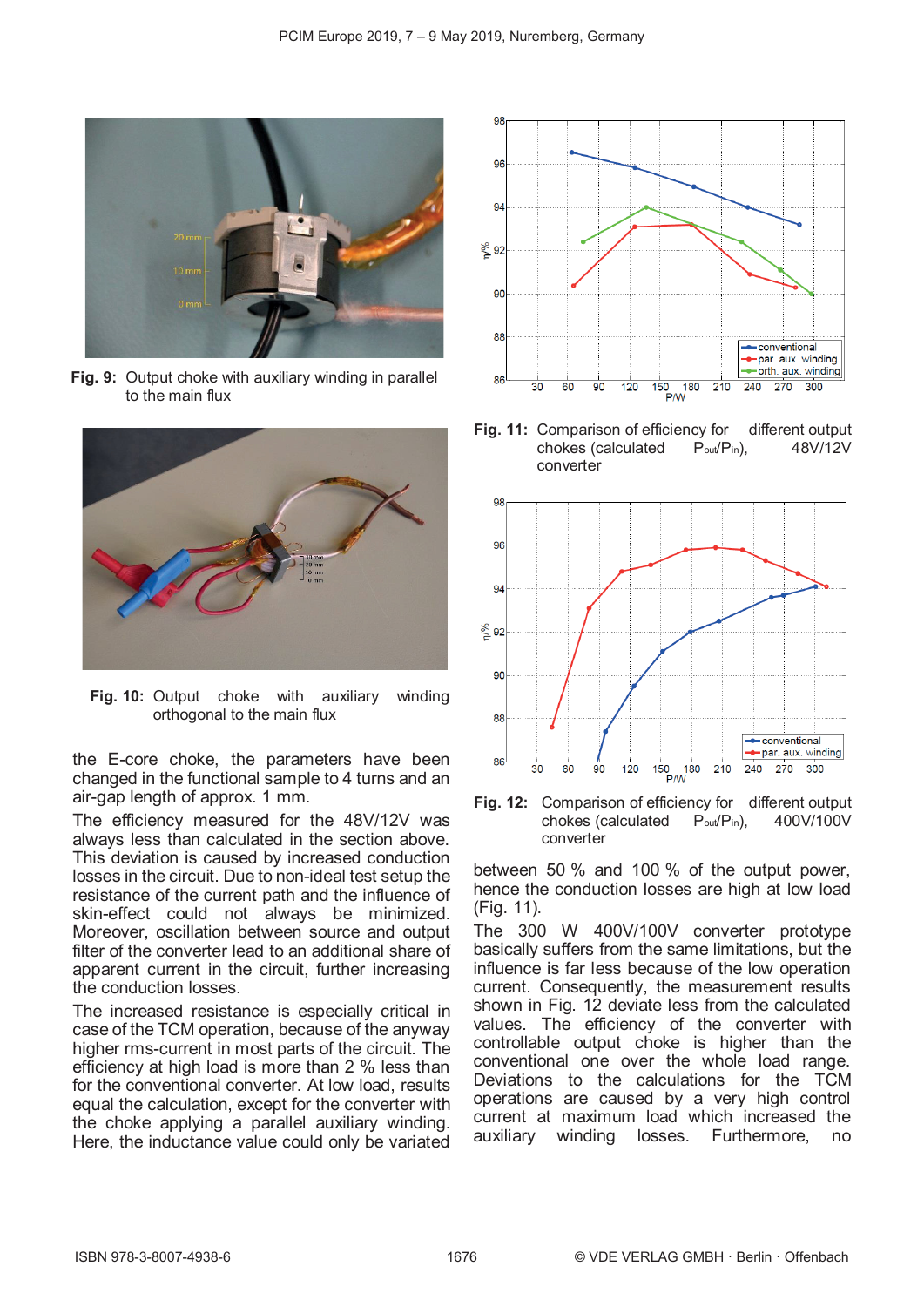Fig. 9: Output choke with auxiliary winding in parallel to the main flux

Fig. 10: Output choke with auxiliary winding orthogonal to the main flux

the E-core choke, the parameters have been changed in the functional sample to 4 turns and an air-gap length of approx. 1 mm.

The efficiency measured for the 48V/12V was always less than calculated in the section above. This deviation is caused by increased conduction losses in the circuit. Due to non-ideal test setup the resistance of the current path and the influence of skin-effect could not always be minimized. Moreover, oscillation between source and output filter of the converter lead to an additional share of apparent current in the circuit, further increasing the conduction losses.

The increased resistance is especially critical in case of the TCM operation, because of the anyway higher rms-current in most parts of the circuit. The efficiency at high load is more than 2 % less than for the conventional converter. At low load, results equal the calculation, except for the converter with the choke applying a parallel auxiliary winding. Here, the inductance value could only be variated

Fig. 11: Comparison of efficiency for different output chokes (calculated $P_{out}/P_{in}$), 48V/12V converter

Fig. 12: Comparison of efficiency for different output chokes (calculated $P_{out}/P_{in}$), 400V/100V converter

between 50 % and 100 % of the output power, hence the conduction losses are high at low load (Fig. 11).

The 300 W 400V/100V converter prototype basically suffers from the same limitations, but the influence is far less because of the low operation current. Consequently, the measurement results shown in Fig. 12 deviate less from the calculated values. The efficiency of the converter with controllable output choke is higher than the conventional one over the whole load range. Deviations to the calculations for the TCM operations are caused by a very high control current at maximum load which increased the auxiliary winding losses. Furthermore, no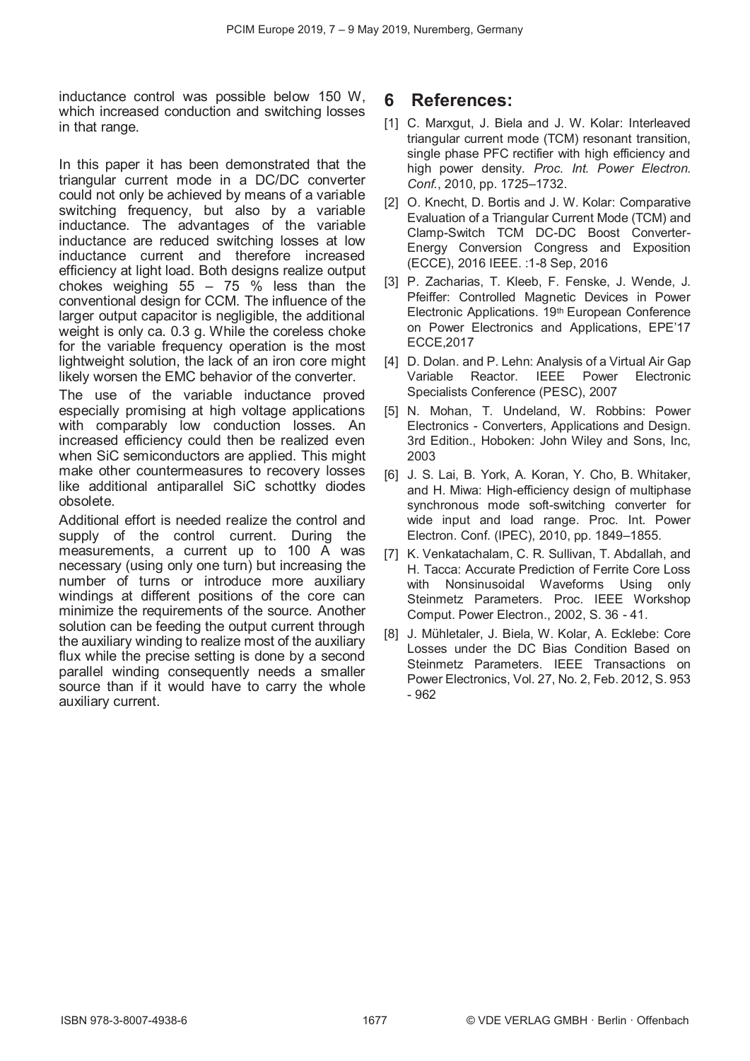inductance control was possible below 150 W, which increased conduction and switching losses in that range.

In this paper it has been demonstrated that the triangular current mode in a DC/DC converter could not only be achieved by means of a variable switching frequency, but also by a variable inductance. The advantages of the variable inductance are reduced switching losses at low inductance current and therefore increased efficiency at light load. Both designs realize output chokes weighing 55 – 75 % less than the conventional design for CCM. The influence of the larger output capacitor is negligible, the additional weight is only ca. 0.3 g. While the coreless choke for the variable frequency operation is the most lightweight solution, the lack of an iron core might likely worsen the EMC behavior of the converter.

The use of the variable inductance proved especially promising at high voltage applications with comparably low conduction losses. An increased efficiency could then be realized even when SiC semiconductors are applied. This might make other countermeasures to recovery losses like additional antiparallel SiC schottky diodes obsolete.

Additional effort is needed realize the control and supply of the control current. During the measurements, a current up to 100 A was necessary (using only one turn) but increasing the number of turns or introduce more auxiliary windings at different positions of the core can minimize the requirements of the source. Another solution can be feeding the output current through the auxiliary winding to realize most of the auxiliary flux while the precise setting is done by a second parallel winding consequently needs a smaller source than if it would have to carry the whole auxiliary current.

# 6 References:

[1] C. Marxgut, J. Biela and J. W. Kolar: Interleaved triangular current mode (TCM) resonant transition, single phase PFC rectifier with high efficiency and high power density. *Proc. Int. Power Electron. Conf.*, 2010, pp. 1725–1732.

[2] O. Knecht, D. Bortis and J. W. Kolar: Comparative Evaluation of a Triangular Current Mode (TCM) and Clamp-Switch TCM DC-DC Boost Converter- Energy Conversion Congress and Exposition (ECCE), 2016 IEEE. :1-8 Sep, 2016

[3] P. Zacharias, T. Kleeb, F. Fenske, J. Wende, J. Pfeiffer: Controlled Magnetic Devices in Power Electronic Applications. 19th European Conference on Power Electronics and Applications, EPE'17 ECCE,2017

[4] D. Dolan. and P. Lehn: Analysis of a Virtual Air Gap Variable Reactor. IEEE Power Electronic Specialists Conference (PESC), 2007

[5] N. Mohan, T. Undeland, W. Robbins: Power Electronics - Converters, Applications and Design. 3rd Edition., Hoboken: John Wiley and Sons, Inc, 2003

[6] J. S. Lai, B. York, A. Koran, Y. Cho, B. Whitaker, and H. Miwa: High-efficiency design of multiphase synchronous mode soft-switching converter for wide input and load range. Proc. Int. Power Electron. Conf. (IPEC), 2010, pp. 1849–1855.

[7] K. Venkatachalam, C. R. Sullivan, T. Abdallah, and H. Tacca: Accurate Prediction of Ferrite Core Loss with Nonsinusoidal Waveforms Using only Steinmetz Parameters. Proc. IEEE Workshop Comput. Power Electron., 2002, S. 36 - 41.

[8] J. Mühletaler, J. Biela, W. Kolar, A. Ecklebe: Core Losses under the DC Bias Condition Based on Steinmetz Parameters. IEEE Transactions on Power Electronics, Vol. 27, No. 2, Feb. 2012, S. 953 - 962